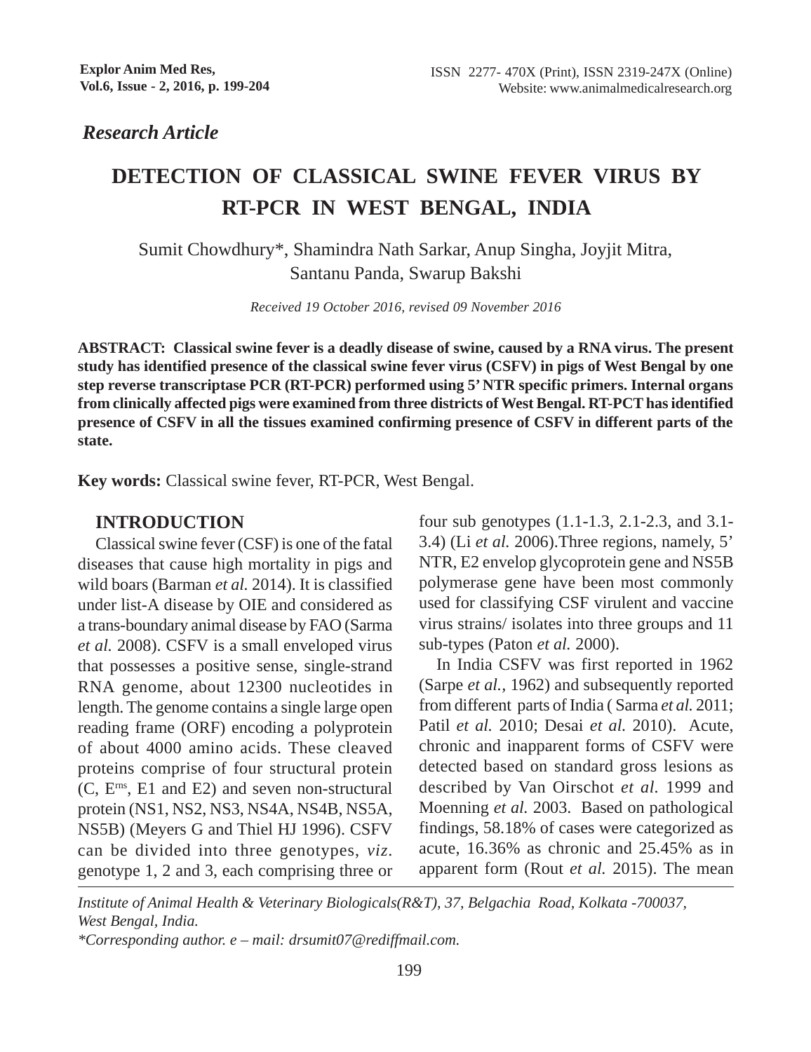*Research Article*

# DETECTION OF CLASSICAL SWINE FEVER VIRUS BY RT-PCR IN WEST BENGAL, INDIA

Sumit Chowdhury*, Shamindra Nath Sarkar, Anup Singha, Joyjit Mitra, Santanu Panda, Swarup Bakshi

*Received 19 October 2016, revised 09 November 2016*

**ABSTRACT: Classical swine fever is a deadly disease of swine, caused by a RNA virus. The present study has identified presence of the classical swine fever virus (CSFV) in pigs of West Bengal by one step reverse transcriptase PCR (RT-PCR) performed using 5' NTR specific primers. Internal organs from clinically affected pigs were examined from three districts of West Bengal. RT-PCT has identified presence of CSFV in all the tissues examined confirming presence of CSFV in different parts of the state.**

**Key words:** Classical swine fever, RT-PCR, West Bengal.

## INTRODUCTION

Classical swine fever (CSF) is one of the fatal diseases that cause high mortality in pigs and wild boars (Barman *et al.* 2014). It is classified under list-A disease by OIE and considered as a trans-boundary animal disease by FAO (Sarma *et al.* 2008). CSFV is a small enveloped virus that possesses a positive sense, single-strand RNA genome, about 12300 nucleotides in length. The genome contains a single large open reading frame (ORF) encoding a polyprotein of about 4000 amino acids. These cleaved proteins comprise of four structural protein (C, $E^{rns}$, E1 and E2) and seven non-structural protein (NS1, NS2, NS3, NS4A, NS4B, NS5A, NS5B) (Meyers G and Thiel HJ 1996). CSFV can be divided into three genotypes, *viz*. genotype 1, 2 and 3, each comprising three or four sub genotypes (1.1-1.3, 2.1-2.3, and 3.1-3.4) (Li *et al.* 2006).Three regions, namely, 5' NTR, E2 envelop glycoprotein gene and NS5B polymerase gene have been most commonly used for classifying CSF virulent and vaccine virus strains/ isolates into three groups and 11 sub-types (Paton *et al.* 2000).

In India CSFV was first reported in 1962 (Sarpe *et al.*, 1962) and subsequently reported from different parts of India ( Sarma *et al.* 2011; Patil *et al.* 2010; Desai *et al.* 2010). Acute, chronic and inapparent forms of CSFV were detected based on standard gross lesions as described by Van Oirschot *et al.* 1999 and Moenning *et al.* 2003. Based on pathological findings, 58.18% of cases were categorized as acute, 16.36% as chronic and 25.45% as in apparent form (Rout *et al.* 2015). The mean

---

*Institute of Animal Health & Veterinary Biologicals(R&T), 37, Belgachia Road, Kolkata -700037, West Bengal, India.*

*\*Corresponding author. e – mail: drsumit07@rediffmail.com.*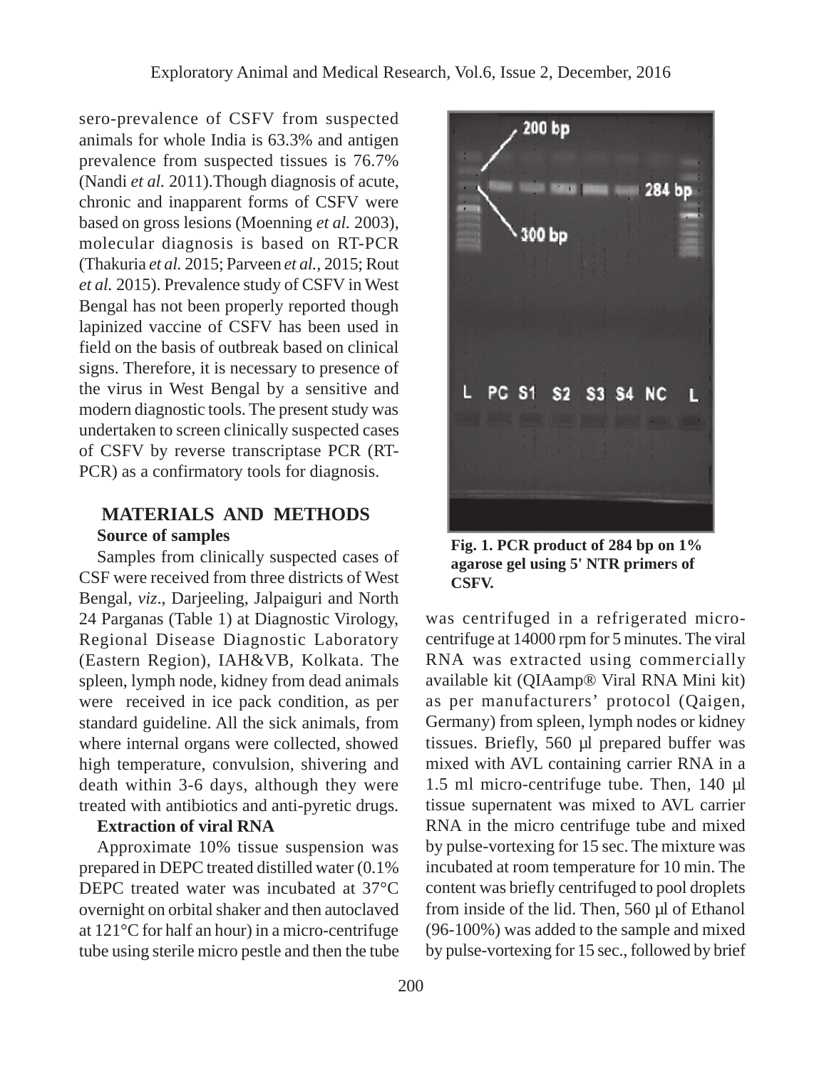sero-prevalence of CSFV from suspected animals for whole India is 63.3% and antigen prevalence from suspected tissues is 76.7% (Nandi *et al.* 2011).Though diagnosis of acute, chronic and inapparent forms of CSFV were based on gross lesions (Moenning *et al.* 2003), molecular diagnosis is based on RT-PCR (Thakuria *et al.* 2015; Parveen *et al.*, 2015; Rout *et al.* 2015). Prevalence study of CSFV in West Bengal has not been properly reported though lapinized vaccine of CSFV has been used in field on the basis of outbreak based on clinical signs. Therefore, it is necessary to presence of the virus in West Bengal by a sensitive and modern diagnostic tools. The present study was undertaken to screen clinically suspected cases of CSFV by reverse transcriptase PCR (RT-PCR) as a confirmatory tools for diagnosis.

## MATERIALS AND METHODS

### Source of samples

Samples from clinically suspected cases of CSF were received from three districts of West Bengal, *viz*., Darjeeling, Jalpaiguri and North 24 Parganas (Table 1) at Diagnostic Virology, Regional Disease Diagnostic Laboratory (Eastern Region), IAH&VB, Kolkata. The spleen, lymph node, kidney from dead animals were received in ice pack condition, as per standard guideline. All the sick animals, from where internal organs were collected, showed high temperature, convulsion, shivering and death within 3-6 days, although they were treated with antibiotics and anti-pyretic drugs.

### Extraction of viral RNA

Approximate 10% tissue suspension was prepared in DEPC treated distilled water (0.1% DEPC treated water was incubated at 37°C overnight on orbital shaker and then autoclaved at 121°C for half an hour) in a micro-centrifuge tube using sterile micro pestle and then the tube was centrifuged in a refrigerated micro-centrifuge at 14000 rpm for 5 minutes. The viral RNA was extracted using commercially available kit (QIAamp® Viral RNA Mini kit) as per manufacturers' protocol (Qaigen, Germany) from spleen, lymph nodes or kidney tissues. Briefly, 560 µl prepared buffer was mixed with AVL containing carrier RNA in a 1.5 ml micro-centrifuge tube. Then, 140 µl tissue supernatent was mixed to AVL carrier RNA in the micro centrifuge tube and mixed by pulse-vortexing for 15 sec. The mixture was incubated at room temperature for 10 min. The content was briefly centrifuged to pool droplets from inside of the lid. Then, 560 µl of Ethanol (96-100%) was added to the sample and mixed by pulse-vortexing for 15 sec., followed by brief

**Fig. 1. PCR product of 284 bp on 1% agarose gel using 5' NTR primers of CSFV.**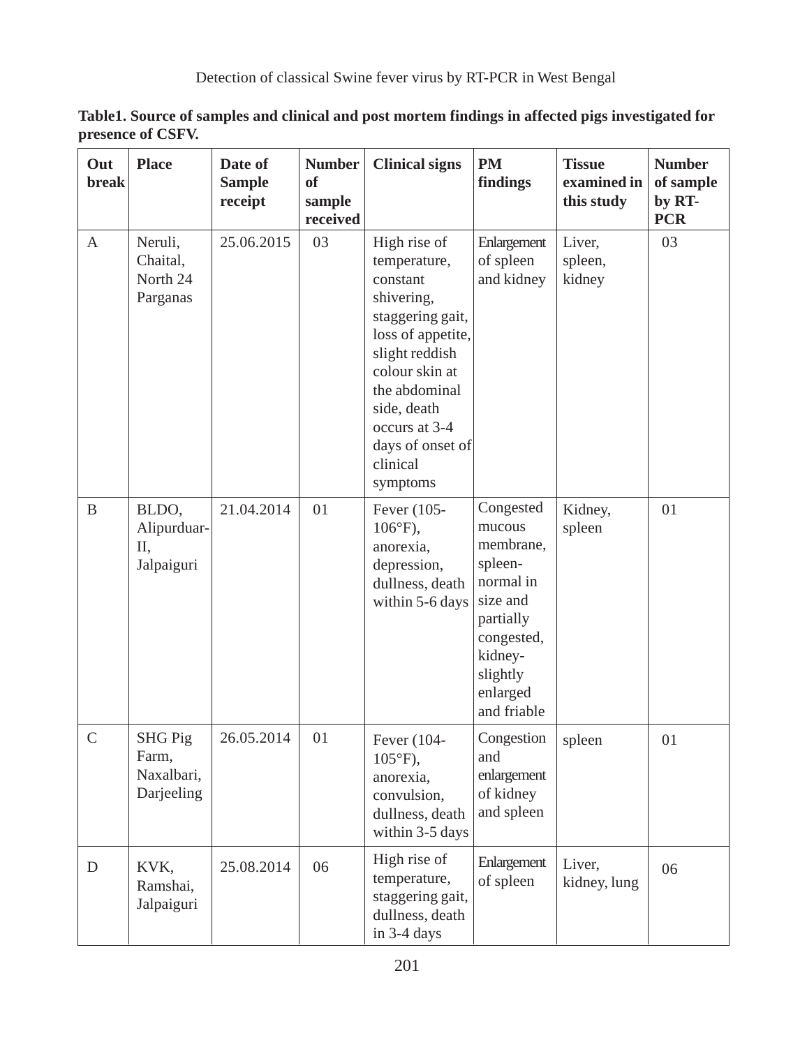**Table1. Source of samples and clinical and post mortem findings in affected pigs investigated for presence of CSFV.**

| Out break | Place | Date of Sample receipt | Number of sample received | Clinical signs | PM findings | Tissue examined in this study | Number of sample by RT-PCR |
|---|---|---|---|---|---|---|---|
| A | Neruli, Chaital, North 24 Parganas | 25.06.2015 | 03 | High rise of temperature, constant shivering, staggering gait, loss of appetite, slight reddish colour skin at the abdominal side, death occurs at 3-4 days of onset of clinical symptoms | Enlargement of spleen and kidney | Liver, spleen, kidney | 03 |
| B | BLDO, Alipurduar-II, Jalpaiguri | 21.04.2014 | 01 | Fever (105-106°F), anorexia, depression, dullness, death within 5-6 days | Congested mucous membrane, spleen-normal in size and partially congested, kidney-slightly enlarged and friable | Kidney, spleen | 01 |
| C | SHG Pig Farm, Naxalbari, Darjeeling | 26.05.2014 | 01 | Fever (104-105°F), anorexia, convulsion, dullness, death within 3-5 days | Congestion and enlargement of kidney and spleen | spleen | 01 |
| D | KVK, Ramshai, Jalpaiguri | 25.08.2014 | 06 | High rise of temperature, staggering gait, dullness, death in 3-4 days | Enlargement of spleen | Liver, kidney, lung | 06 |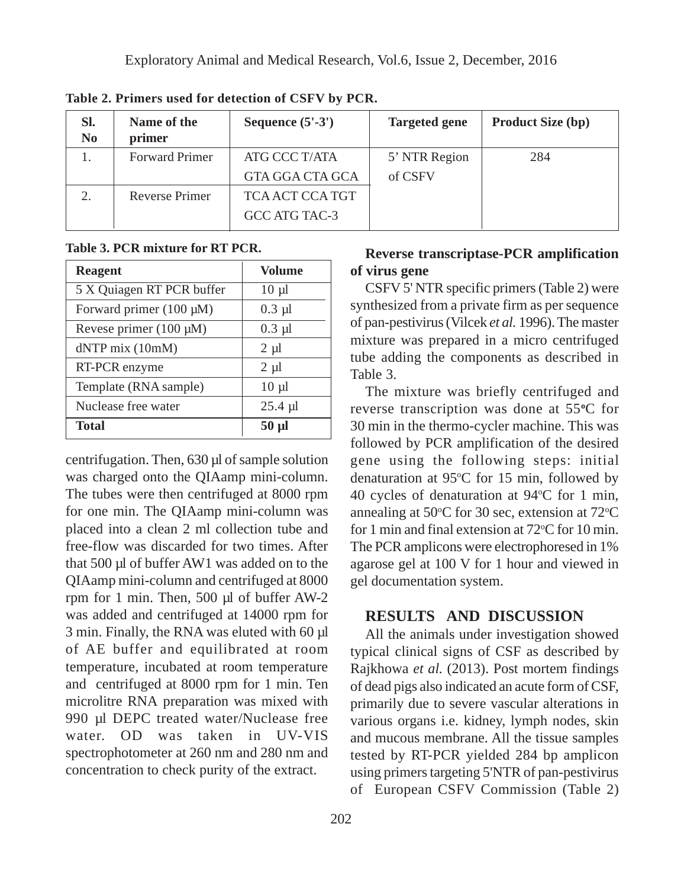**Table 2. Primers used for detection of CSFV by PCR.**

| Sl. No | Name of the primer | Sequence (5'-3') | Targeted gene | Product Size (bp) |
|---|---|---|---|---|
| 1. | Forward Primer | ATG CCC T/ATA GTA GGA CTA GCA | 5' NTR Region of CSFV | 284 |
| 2. | Reverse Primer | TCA ACT CCA TGT GCC ATG TAC-3 | | |

**Table 3. PCR mixture for RT PCR.**

| Reagent | Volume |
|---|---|
| 5 X Quiagen RT PCR buffer | 10 µl |
| Forward primer (100 µM) | 0.3 µl |
| Revese primer (100 µM) | 0.3 µl |
| dNTP mix (10mM) | 2 µl |
| RT-PCR enzyme | 2 µl |
| Template (RNA sample) | 10 µl |
| Nuclease free water | 25.4 µl |
| **Total** | **50 µl** |

centrifugation. Then, 630 µl of sample solution was charged onto the QIAamp mini-column. The tubes were then centrifuged at 8000 rpm for one min. The QIAamp mini-column was placed into a clean 2 ml collection tube and free-flow was discarded for two times. After that 500 µl of buffer AW1 was added on to the QIAamp mini-column and centrifuged at 8000 rpm for 1 min. Then, 500 µl of buffer AW-2 was added and centrifuged at 14000 rpm for 3 min. Finally, the RNA was eluted with 60 µl of AE buffer and equilibrated at room temperature, incubated at room temperature and centrifuged at 8000 rpm for 1 min. Ten microlitre RNA preparation was mixed with 990 µl DEPC treated water/Nuclease free water. OD was taken in UV-VIS spectrophotometer at 260 nm and 280 nm and concentration to check purity of the extract.

**Reverse transcriptase-PCR amplification of virus gene**

CSFV 5' NTR specific primers (Table 2) were synthesized from a private firm as per sequence of pan-pestivirus (Vilcek *et al.* 1996). The master mixture was prepared in a micro centrifuged tube adding the components as described in Table 3.

The mixture was briefly centrifuged and reverse transcription was done at 55°C for 30 min in the thermo-cycler machine. This was followed by PCR amplification of the desired gene using the following steps: initial denaturation at 95°C for 15 min, followed by 40 cycles of denaturation at 94°C for 1 min, annealing at 50°C for 30 sec, extension at 72°C for 1 min and final extension at 72°C for 10 min. The PCR amplicons were electrophoresed in 1% agarose gel at 100 V for 1 hour and viewed in gel documentation system.

## RESULTS AND DISCUSSION

All the animals under investigation showed typical clinical signs of CSF as described by Rajkhowa *et al.* (2013). Post mortem findings of dead pigs also indicated an acute form of CSF, primarily due to severe vascular alterations in various organs i.e. kidney, lymph nodes, skin and mucous membrane. All the tissue samples tested by RT-PCR yielded 284 bp amplicon using primers targeting 5'NTR of pan-pestivirus of European CSFV Commission (Table 2)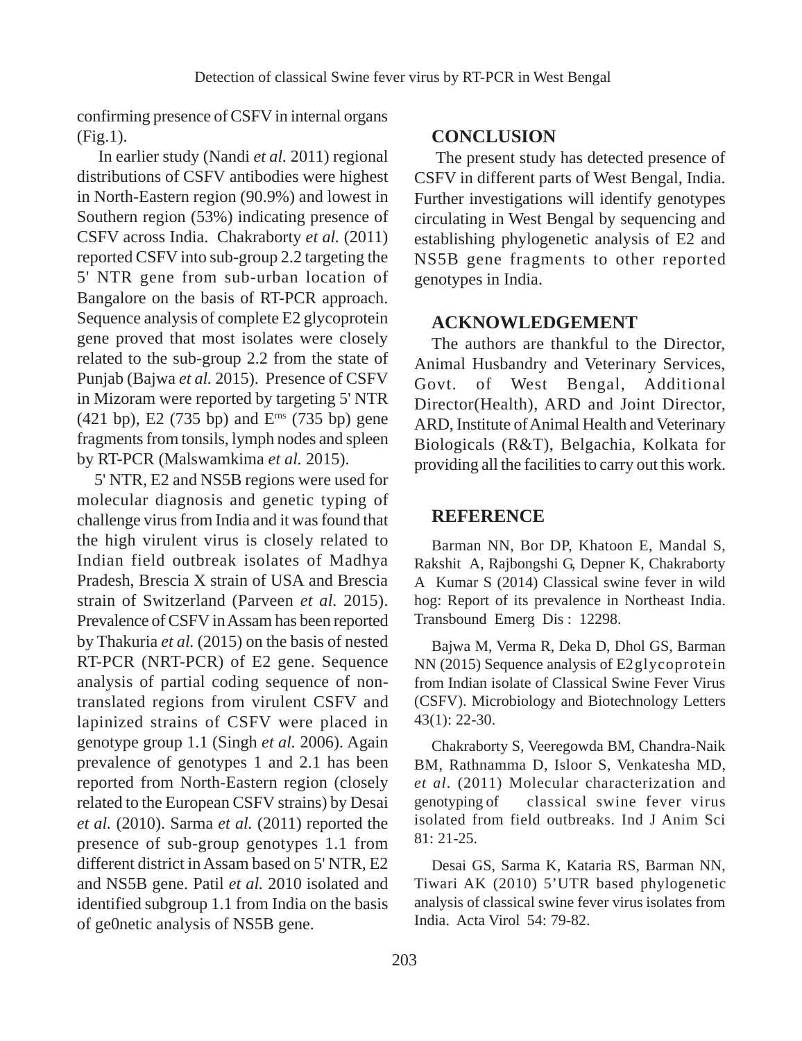confirming presence of CSFV in internal organs (Fig.1).

In earlier study (Nandi *et al.* 2011) regional distributions of CSFV antibodies were highest in North-Eastern region (90.9%) and lowest in Southern region (53%) indicating presence of CSFV across India. Chakraborty *et al.* (2011) reported CSFV into sub-group 2.2 targeting the 5' NTR gene from sub-urban location of Bangalore on the basis of RT-PCR approach. Sequence analysis of complete E2 glycoprotein gene proved that most isolates were closely related to the sub-group 2.2 from the state of Punjab (Bajwa *et al.* 2015). Presence of CSFV in Mizoram were reported by targeting 5' NTR (421 bp), E2 (735 bp) and $E^{rns}$ (735 bp) gene fragments from tonsils, lymph nodes and spleen by RT-PCR (Malswamkima *et al.* 2015).

5' NTR, E2 and NS5B regions were used for molecular diagnosis and genetic typing of challenge virus from India and it was found that the high virulent virus is closely related to Indian field outbreak isolates of Madhya Pradesh, Brescia X strain of USA and Brescia strain of Switzerland (Parveen *et al.* 2015). Prevalence of CSFV in Assam has been reported by Thakuria *et al.* (2015) on the basis of nested RT-PCR (NRT-PCR) of E2 gene. Sequence analysis of partial coding sequence of non-translated regions from virulent CSFV and lapinized strains of CSFV were placed in genotype group 1.1 (Singh *et al.* 2006). Again prevalence of genotypes 1 and 2.1 has been reported from North-Eastern region (closely related to the European CSFV strains) by Desai *et al.* (2010). Sarma *et al.* (2011) reported the presence of sub-group genotypes 1.1 from different district in Assam based on 5' NTR, E2 and NS5B gene. Patil *et al.* 2010 isolated and identified subgroup 1.1 from India on the basis of ge0netic analysis of NS5B gene.

## CONCLUSION

The present study has detected presence of CSFV in different parts of West Bengal, India. Further investigations will identify genotypes circulating in West Bengal by sequencing and establishing phylogenetic analysis of E2 and NS5B gene fragments to other reported genotypes in India.

## ACKNOWLEDGEMENT

The authors are thankful to the Director, Animal Husbandry and Veterinary Services, Govt. of West Bengal, Additional Director(Health), ARD and Joint Director, ARD, Institute of Animal Health and Veterinary Biologicals (R&T), Belgachia, Kolkata for providing all the facilities to carry out this work.

## REFERENCE

Barman NN, Bor DP, Khatoon E, Mandal S, Rakshit A, Rajbongshi G, Depner K, Chakraborty A Kumar S (2014) Classical swine fever in wild hog: Report of its prevalence in Northeast India. Transbound Emerg Dis : 12298.

Bajwa M, Verma R, Deka D, Dhol GS, Barman NN (2015) Sequence analysis of E2glycoprotein from Indian isolate of Classical Swine Fever Virus (CSFV). Microbiology and Biotechnology Letters 43(1): 22-30.

Chakraborty S, Veeregowda BM, Chandra-Naik BM, Rathnamma D, Isloor S, Venkatesha MD, *et al*. (2011) Molecular characterization and genotyping of classical swine fever virus isolated from field outbreaks. Ind J Anim Sci 81: 21-25.

Desai GS, Sarma K, Kataria RS, Barman NN, Tiwari AK (2010) 5'UTR based phylogenetic analysis of classical swine fever virus isolates from India. Acta Virol 54: 79-82.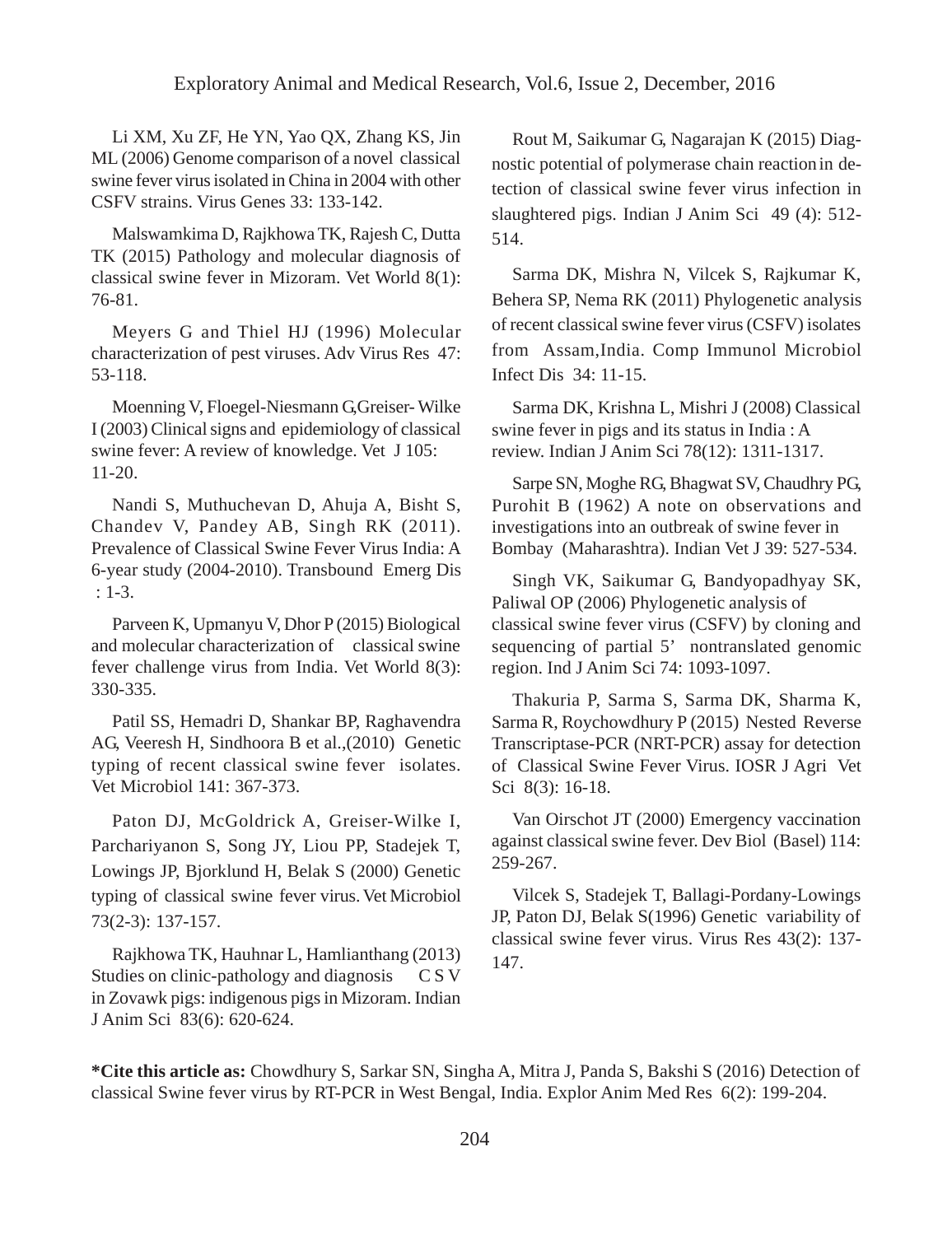Li XM, Xu ZF, He YN, Yao QX, Zhang KS, Jin ML (2006) Genome comparison of a novel classical swine fever virus isolated in China in 2004 with other CSFV strains. Virus Genes 33: 133-142.

Malswamkima D, Rajkhowa TK, Rajesh C, Dutta TK (2015) Pathology and molecular diagnosis of classical swine fever in Mizoram. Vet World 8(1): 76-81.

Meyers G and Thiel HJ (1996) Molecular characterization of pest viruses. Adv Virus Res 47: 53-118.

Moenning V, Floegel-Niesmann G,Greiser- Wilke I (2003) Clinical signs and epidemiology of classical swine fever: A review of knowledge. Vet J 105: 11-20.

Nandi S, Muthuchevan D, Ahuja A, Bisht S, Chandev V, Pandey AB, Singh RK (2011). Prevalence of Classical Swine Fever Virus India: A 6-year study (2004-2010). Transbound Emerg Dis : 1-3.

Parveen K, Upmanyu V, Dhor P (2015) Biological and molecular characterization of classical swine fever challenge virus from India. Vet World 8(3): 330-335.

Patil SS, Hemadri D, Shankar BP, Raghavendra AG, Veeresh H, Sindhoora B et al.,(2010) Genetic typing of recent classical swine fever isolates. Vet Microbiol 141: 367-373.

Paton DJ, McGoldrick A, Greiser-Wilke I, Parchariyanon S, Song JY, Liou PP, Stadejek T, Lowings JP, Bjorklund H, Belak S (2000) Genetic typing of classical swine fever virus. Vet Microbiol 73(2-3): 137-157.

Rajkhowa TK, Hauhnar L, Hamlianthang (2013) Studies on clinic-pathology and diagnosis C S V in Zovawk pigs: indigenous pigs in Mizoram. Indian J Anim Sci 83(6): 620-624.

Rout M, Saikumar G, Nagarajan K (2015) Diagnostic potential of polymerase chain reaction in detection of classical swine fever virus infection in slaughtered pigs. Indian J Anim Sci 49 (4): 512-514.

Sarma DK, Mishra N, Vilcek S, Rajkumar K, Behera SP, Nema RK (2011) Phylogenetic analysis of recent classical swine fever virus (CSFV) isolates from Assam,India. Comp Immunol Microbiol Infect Dis 34: 11-15.

Sarma DK, Krishna L, Mishri J (2008) Classical swine fever in pigs and its status in India : A review. Indian J Anim Sci 78(12): 1311-1317.

Sarpe SN, Moghe RG, Bhagwat SV, Chaudhry PG, Purohit B (1962) A note on observations and investigations into an outbreak of swine fever in Bombay (Maharashtra). Indian Vet J 39: 527-534.

Singh VK, Saikumar G, Bandyopadhyay SK, Paliwal OP (2006) Phylogenetic analysis of classical swine fever virus (CSFV) by cloning and sequencing of partial 5' nontranslated genomic region. Ind J Anim Sci 74: 1093-1097.

Thakuria P, Sarma S, Sarma DK, Sharma K, Sarma R, Roychowdhury P (2015) Nested Reverse Transcriptase-PCR (NRT-PCR) assay for detection of Classical Swine Fever Virus. IOSR J Agri Vet Sci 8(3): 16-18.

Van Oirschot JT (2000) Emergency vaccination against classical swine fever. Dev Biol (Basel) 114: 259-267.

Vilcek S, Stadejek T, Ballagi-Pordany-Lowings JP, Paton DJ, Belak S(1996) Genetic variability of classical swine fever virus. Virus Res 43(2): 137-147.

**\*Cite this article as:** Chowdhury S, Sarkar SN, Singha A, Mitra J, Panda S, Bakshi S (2016) Detection of classical Swine fever virus by RT-PCR in West Bengal, India. Explor Anim Med Res 6(2): 199-204.